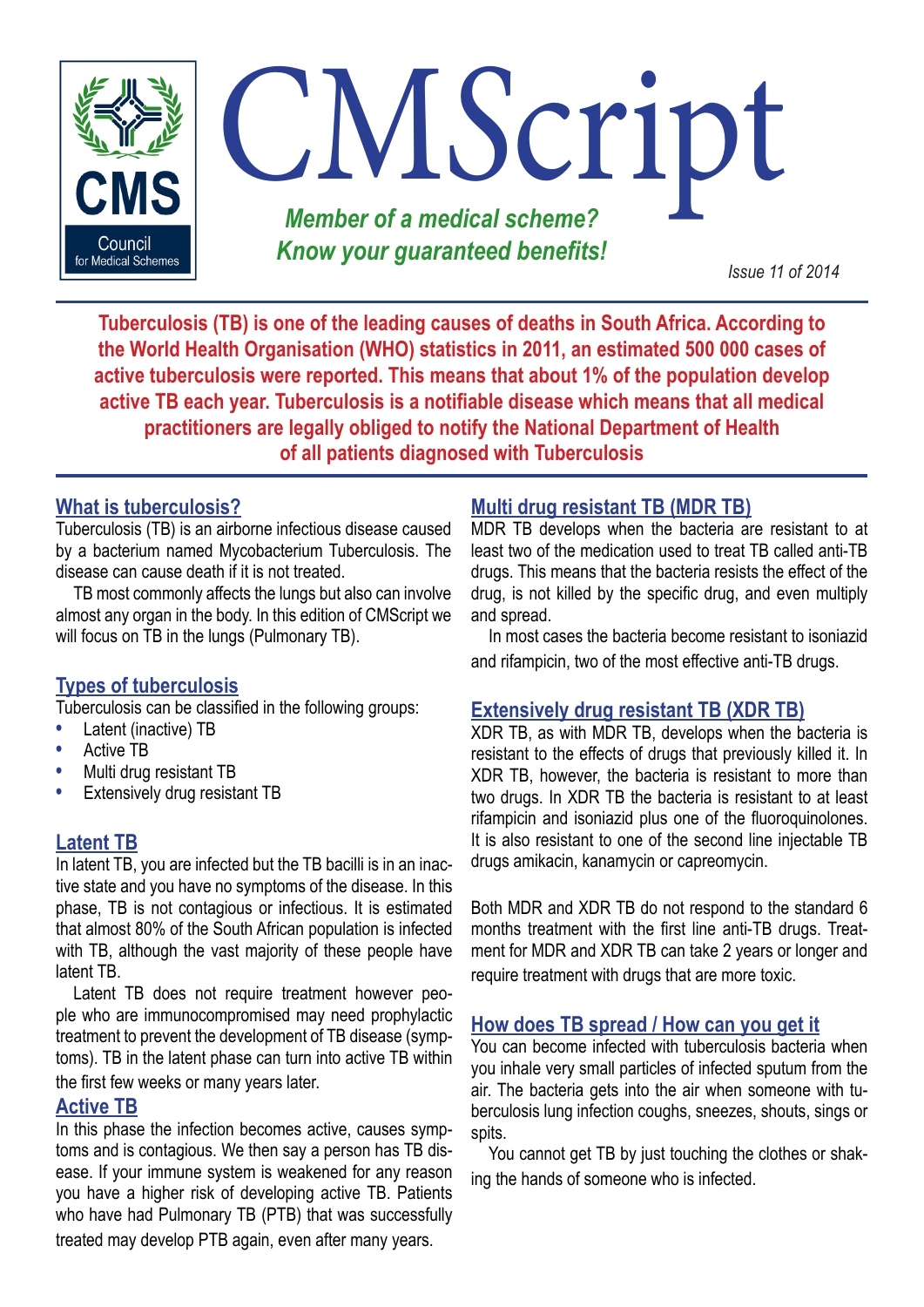# CMScript

***Member of a medical scheme? Know your guaranteed benefits!***

*Issue 11 of 2014*

**Tuberculosis (TB) is one of the leading causes of deaths in South Africa. According to the World Health Organisation (WHO) statistics in 2011, an estimated 500 000 cases of active tuberculosis were reported. This means that about 1% of the population develop active TB each year. Tuberculosis is a notifiable disease which means that all medical practitioners are legally obliged to notify the National Department of Health of all patients diagnosed with Tuberculosis**

## What is tuberculosis?

Tuberculosis (TB) is an airborne infectious disease caused by a bacterium named Mycobacterium Tuberculosis. The disease can cause death if it is not treated.

TB most commonly affects the lungs but also can involve almost any organ in the body. In this edition of CMScript we will focus on TB in the lungs (Pulmonary TB).

## Types of tuberculosis

Tuberculosis can be classified in the following groups:

- Latent (inactive) TB
- Active TB
- Multi drug resistant TB
- Extensively drug resistant TB

## Latent TB

In latent TB, you are infected but the TB bacilli is in an inactive state and you have no symptoms of the disease. In this phase, TB is not contagious or infectious. It is estimated that almost 80% of the South African population is infected with TB, although the vast majority of these people have latent TB.

Latent TB does not require treatment however people who are immunocompromised may need prophylactic treatment to prevent the development of TB disease (symptoms). TB in the latent phase can turn into active TB within the first few weeks or many years later.

## Active TB

In this phase the infection becomes active, causes symptoms and is contagious. We then say a person has TB disease. If your immune system is weakened for any reason you have a higher risk of developing active TB. Patients who have had Pulmonary TB (PTB) that was successfully treated may develop PTB again, even after many years.

## Multi drug resistant TB (MDR TB)

MDR TB develops when the bacteria are resistant to at least two of the medication used to treat TB called anti-TB drugs. This means that the bacteria resists the effect of the drug, is not killed by the specific drug, and even multiply and spread.

In most cases the bacteria become resistant to isoniazid and rifampicin, two of the most effective anti-TB drugs.

## Extensively drug resistant TB (XDR TB)

XDR TB, as with MDR TB, develops when the bacteria is resistant to the effects of drugs that previously killed it. In XDR TB, however, the bacteria is resistant to more than two drugs. In XDR TB the bacteria is resistant to at least rifampicin and isoniazid plus one of the fluoroquinolones. It is also resistant to one of the second line injectable TB drugs amikacin, kanamycin or capreomycin.

Both MDR and XDR TB do not respond to the standard 6 months treatment with the first line anti-TB drugs. Treatment for MDR and XDR TB can take 2 years or longer and require treatment with drugs that are more toxic.

## How does TB spread / How can you get it

You can become infected with tuberculosis bacteria when you inhale very small particles of infected sputum from the air. The bacteria gets into the air when someone with tuberculosis lung infection coughs, sneezes, shouts, sings or spits.

You cannot get TB by just touching the clothes or shaking the hands of someone who is infected.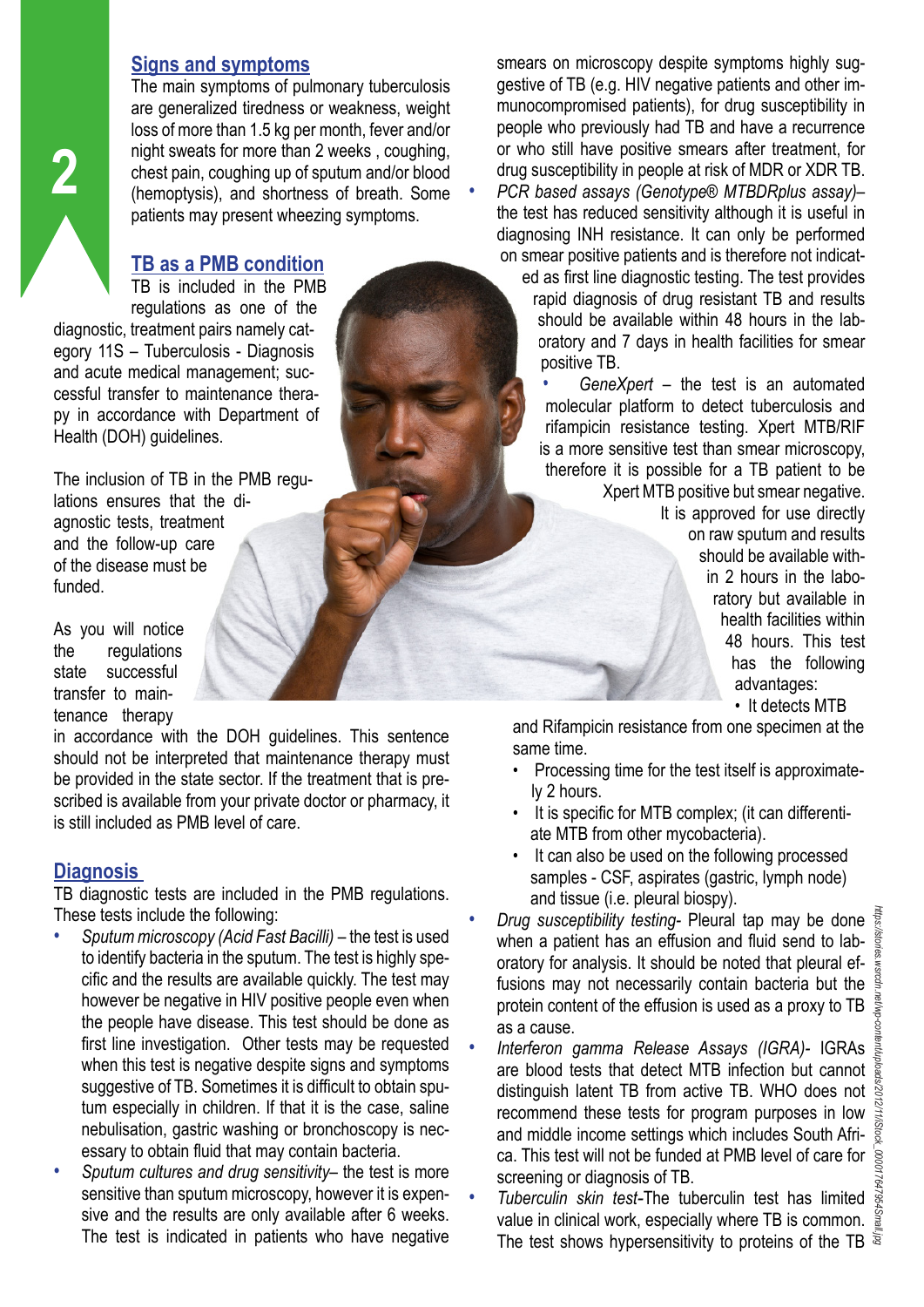## Signs and symptoms

The main symptoms of pulmonary tuberculosis are generalized tiredness or weakness, weight loss of more than 1.5 kg per month, fever and/or night sweats for more than 2 weeks , coughing, chest pain, coughing up of sputum and/or blood (hemoptysis), and shortness of breath. Some patients may present wheezing symptoms.

## TB as a PMB condition

TB is included in the PMB regulations as one of the diagnostic, treatment pairs namely category 11S – Tuberculosis - Diagnosis and acute medical management; successful transfer to maintenance therapy in accordance with Department of Health (DOH) guidelines.

The inclusion of TB in the PMB regulations ensures that the diagnostic tests, treatment and the follow-up care of the disease must be funded.

As you will notice the regulations state successful transfer to maintenance therapy in accordance with the DOH guidelines. This sentence should not be interpreted that maintenance therapy must be provided in the state sector. If the treatment that is prescribed is available from your private doctor or pharmacy, it is still included as PMB level of care.

## Diagnosis

TB diagnostic tests are included in the PMB regulations. These tests include the following:

- *Sputum microscopy (Acid Fast Bacilli)* – the test is used to identify bacteria in the sputum. The test is highly specific and the results are available quickly. The test may however be negative in HIV positive people even when the people have disease. This test should be done as first line investigation. Other tests may be requested when this test is negative despite signs and symptoms suggestive of TB. Sometimes it is difficult to obtain sputum especially in children. If that it is the case, saline nebulisation, gastric washing or bronchoscopy is necessary to obtain fluid that may contain bacteria.
- *Sputum cultures and drug sensitivity*– the test is more sensitive than sputum microscopy, however it is expensive and the results are only available after 6 weeks. The test is indicated in patients who have negative smears on microscopy despite symptoms highly suggestive of TB (e.g. HIV negative patients and other immunocompromised patients), for drug susceptibility in people who previously had TB and have a recurrence or who still have positive smears after treatment, for drug susceptibility in people at risk of MDR or XDR TB.
- *PCR based assays (Genotype® MTBDRplus assay)*– the test has reduced sensitivity although it is useful in diagnosing INH resistance. It can only be performed on smear positive patients and is therefore not indicated as first line diagnostic testing. The test provides rapid diagnosis of drug resistant TB and results should be available within 48 hours in the laboratory and 7 days in health facilities for smear positive TB.
- *GeneXpert* – the test is an automated molecular platform to detect tuberculosis and rifampicin resistance testing. Xpert MTB/RIF is a more sensitive test than smear microscopy, therefore it is possible for a TB patient to be Xpert MTB positive but smear negative. It is approved for use directly on raw sputum and results should be available within 2 hours in the laboratory but available in health facilities within 48 hours. This test has the following advantages:
  - It detects MTB and Rifampicin resistance from one specimen at the same time.
  - Processing time for the test itself is approximately 2 hours.
  - It is specific for MTB complex; (it can differentiate MTB from other mycobacteria).
  - It can also be used on the following processed samples - CSF, aspirates (gastric, lymph node) and tissue (i.e. pleural biopsy).
- *Drug susceptibility testing*- Pleural tap may be done when a patient has an effusion and fluid send to laboratory for analysis. It should be noted that pleural effusions may not necessarily contain bacteria but the protein content of the effusion is used as a proxy to TB as a cause.
- *Interferon gamma Release Assays (IGRA)*- IGRAs are blood tests that detect MTB infection but cannot distinguish latent TB from active TB. WHO does not recommend these tests for program purposes in low and middle income settings which includes South Africa. This test will not be funded at PMB level of care for screening or diagnosis of TB.
- *Tuberculin skin test*-The tuberculin test has limited value in clinical work, especially where TB is common. The test shows hypersensitivity to proteins of the TB

https://stories.wsrdn.net/wp-content/uploads/2012/11/iStock_000017647954Small.jpg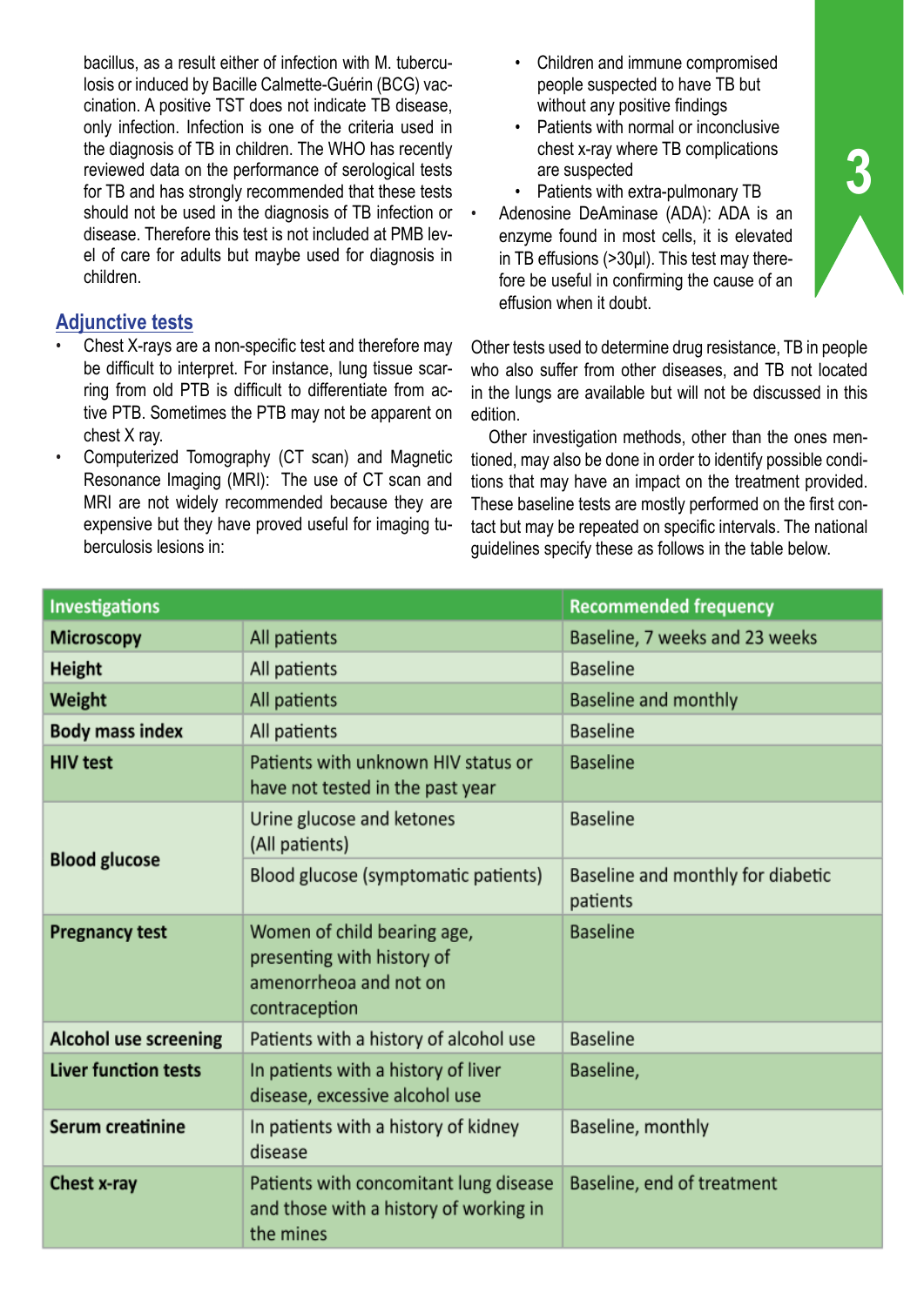bacillus, as a result either of infection with M. tuberculosis or induced by Bacille Calmette-Guérin (BCG) vaccination. A positive TST does not indicate TB disease, only infection. Infection is one of the criteria used in the diagnosis of TB in children. The WHO has recently reviewed data on the performance of serological tests for TB and has strongly recommended that these tests should not be used in the diagnosis of TB infection or disease. Therefore this test is not included at PMB level of care for adults but maybe used for diagnosis in children.

## Adjunctive tests

- Chest X-rays are a non-specific test and therefore may be difficult to interpret. For instance, lung tissue scarring from old PTB is difficult to differentiate from active PTB. Sometimes the PTB may not be apparent on chest X ray.
- Computerized Tomography (CT scan) and Magnetic Resonance Imaging (MRI): The use of CT scan and MRI are not widely recommended because they are expensive but they have proved useful for imaging tuberculosis lesions in:
    - Children and immune compromised people suspected to have TB but without any positive findings
    - Patients with normal or inconclusive chest x-ray where TB complications are suspected
    - Patients with extra-pulmonary TB
- Adenosine DeAminase (ADA): ADA is an enzyme found in most cells, it is elevated in TB effusions (>30µl). This test may therefore be useful in confirming the cause of an effusion when it doubt.

Other tests used to determine drug resistance, TB in people who also suffer from other diseases, and TB not located in the lungs are available but will not be discussed in this edition.

Other investigation methods, other than the ones mentioned, may also be done in order to identify possible conditions that may have an impact on the treatment provided. These baseline tests are mostly performed on the first contact but may be repeated on specific intervals. The national guidelines specify these as follows in the table below.

| Investigations | | Recommended frequency |
|---|---|---|
| **Microscopy** | All patients | Baseline, 7 weeks and 23 weeks |
| **Height** | All patients | Baseline |
| **Weight** | All patients | Baseline and monthly |
| **Body mass index** | All patients | Baseline |
| **HIV test** | Patients with unknown HIV status or have not tested in the past year | Baseline |
| **Blood glucose** | Urine glucose and ketones (All patients) | Baseline |
| | Blood glucose (symptomatic patients) | Baseline and monthly for diabetic patients |
| **Pregnancy test** | Women of child bearing age, presenting with history of amenorrhoea and not on contraception | Baseline |
| **Alcohol use screening** | Patients with a history of alcohol use | Baseline |
| **Liver function tests** | In patients with a history of liver disease, excessive alcohol use | Baseline, |
| **Serum creatinine** | In patients with a history of kidney disease | Baseline, monthly |
| **Chest x-ray** | Patients with concomitant lung disease and those with a history of working in the mines | Baseline, end of treatment |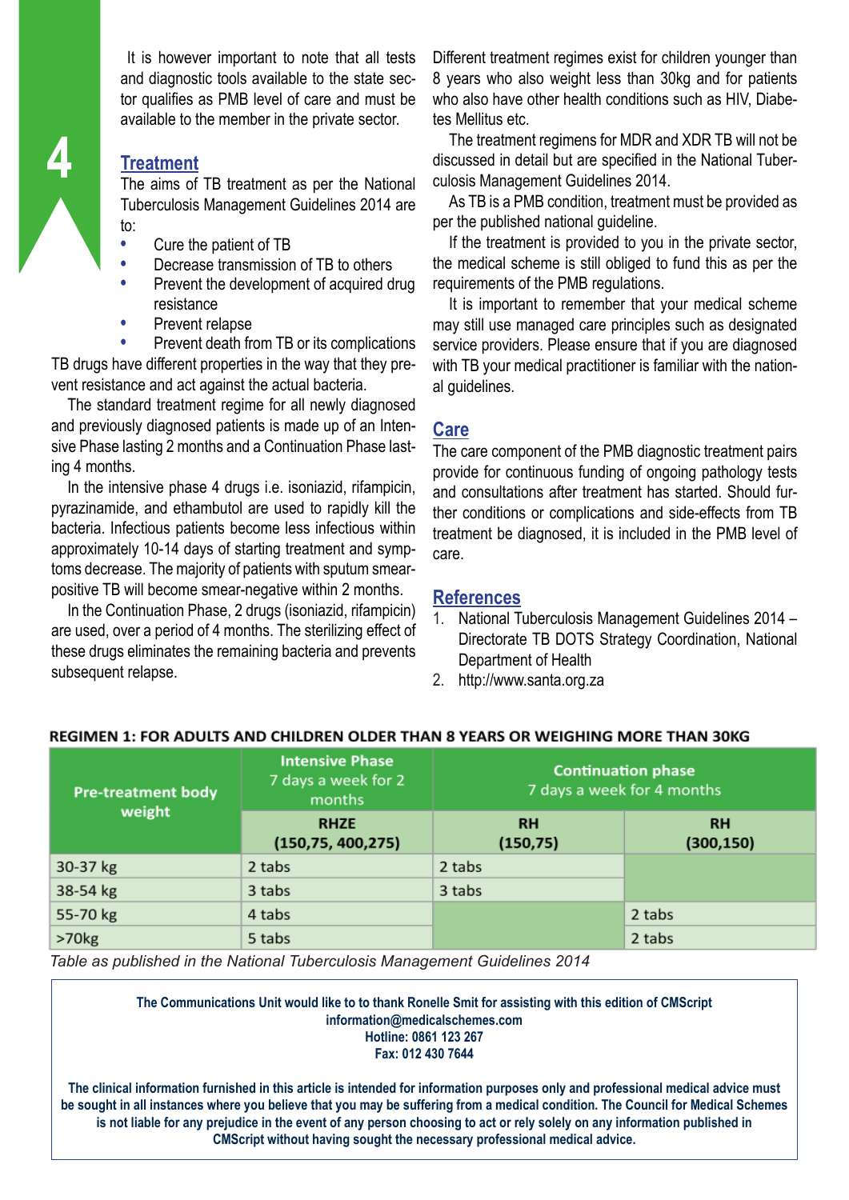It is however important to note that all tests and diagnostic tools available to the state sector qualifies as PMB level of care and must be available to the member in the private sector.

## Treatment

The aims of TB treatment as per the National Tuberculosis Management Guidelines 2014 are to:

- Cure the patient of TB
- Decrease transmission of TB to others
- Prevent the development of acquired drug resistance
- Prevent relapse
- Prevent death from TB or its complications

TB drugs have different properties in the way that they prevent resistance and act against the actual bacteria.

The standard treatment regime for all newly diagnosed and previously diagnosed patients is made up of an Intensive Phase lasting 2 months and a Continuation Phase lasting 4 months.

In the intensive phase 4 drugs i.e. isoniazid, rifampicin, pyrazinamide, and ethambutol are used to rapidly kill the bacteria. Infectious patients become less infectious within approximately 10-14 days of starting treatment and symptoms decrease. The majority of patients with sputum smear-positive TB will become smear-negative within 2 months.

In the Continuation Phase, 2 drugs (isoniazid, rifampicin) are used, over a period of 4 months. The sterilizing effect of these drugs eliminates the remaining bacteria and prevents subsequent relapse.

Different treatment regimes exist for children younger than 8 years who also weight less than 30kg and for patients who also have other health conditions such as HIV, Diabetes Mellitus etc.

The treatment regimens for MDR and XDR TB will not be discussed in detail but are specified in the National Tuberculosis Management Guidelines 2014.

As TB is a PMB condition, treatment must be provided as per the published national guideline.

If the treatment is provided to you in the private sector, the medical scheme is still obliged to fund this as per the requirements of the PMB regulations.

It is important to remember that your medical scheme may still use managed care principles such as designated service providers. Please ensure that if you are diagnosed with TB your medical practitioner is familiar with the national guidelines.

## Care

The care component of the PMB diagnostic treatment pairs provide for continuous funding of ongoing pathology tests and consultations after treatment has started. Should further conditions or complications and side-effects from TB treatment be diagnosed, it is included in the PMB level of care.

## References

1. National Tuberculosis Management Guidelines 2014 – Directorate TB DOTS Strategy Coordination, National Department of Health
2. http://www.santa.org.za

**REGIMEN 1: FOR ADULTS AND CHILDREN OLDER THAN 8 YEARS OR WEIGHING MORE THAN 30KG**

| Pre-treatment body weight | Intensive Phase 7 days a week for 2 months | Continuation phase 7 days a week for 4 months | |
|---|---|---|---|
| | RHZE (150,75, 400,275) | RH (150,75) | RH (300,150) |
| 30-37 kg | 2 tabs | 2 tabs | |
| 38-54 kg | 3 tabs | 3 tabs | |
| 55-70 kg | 4 tabs | | 2 tabs |
| >70kg | 5 tabs | | 2 tabs |

*Table as published in the National Tuberculosis Management Guidelines 2014*

**The Communications Unit would like to to thank Ronelle Smit for assisting with this edition of CMScript**
**information@medicalschemes.com**
**Hotline: 0861 123 267**
**Fax: 012 430 7644**

**The clinical information furnished in this article is intended for information purposes only and professional medical advice must be sought in all instances where you believe that you may be suffering from a medical condition. The Council for Medical Schemes is not liable for any prejudice in the event of any person choosing to act or rely solely on any information published in CMScript without having sought the necessary professional medical advice.**